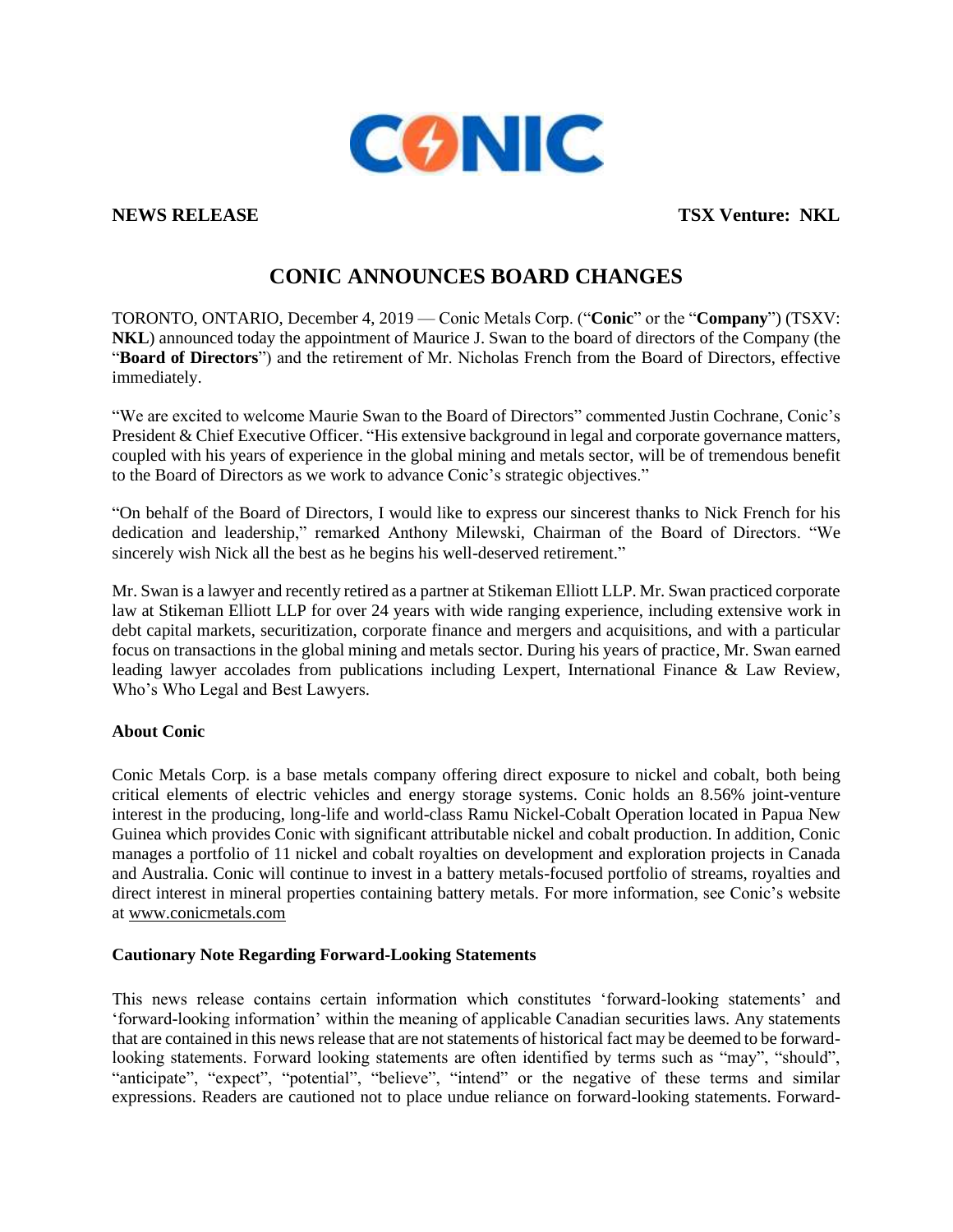**NEWS RELEASE** **TSX Venture: NKL**

# CONIC ANNOUNCES BOARD CHANGES

TORONTO, ONTARIO, December 4, 2019 — Conic Metals Corp. ("**Conic**" or the "**Company**") (TSXV: **NKL**) announced today the appointment of Maurice J. Swan to the board of directors of the Company (the "**Board of Directors**") and the retirement of Mr. Nicholas French from the Board of Directors, effective immediately.

"We are excited to welcome Maurie Swan to the Board of Directors" commented Justin Cochrane, Conic's President & Chief Executive Officer. "His extensive background in legal and corporate governance matters, coupled with his years of experience in the global mining and metals sector, will be of tremendous benefit to the Board of Directors as we work to advance Conic's strategic objectives."

"On behalf of the Board of Directors, I would like to express our sincerest thanks to Nick French for his dedication and leadership," remarked Anthony Milewski, Chairman of the Board of Directors. "We sincerely wish Nick all the best as he begins his well-deserved retirement."

Mr. Swan is a lawyer and recently retired as a partner at Stikeman Elliott LLP. Mr. Swan practiced corporate law at Stikeman Elliott LLP for over 24 years with wide ranging experience, including extensive work in debt capital markets, securitization, corporate finance and mergers and acquisitions, and with a particular focus on transactions in the global mining and metals sector. During his years of practice, Mr. Swan earned leading lawyer accolades from publications including Lexpert, International Finance & Law Review, Who's Who Legal and Best Lawyers.

**About Conic**

Conic Metals Corp. is a base metals company offering direct exposure to nickel and cobalt, both being critical elements of electric vehicles and energy storage systems. Conic holds an 8.56% joint-venture interest in the producing, long-life and world-class Ramu Nickel-Cobalt Operation located in Papua New Guinea which provides Conic with significant attributable nickel and cobalt production. In addition, Conic manages a portfolio of 11 nickel and cobalt royalties on development and exploration projects in Canada and Australia. Conic will continue to invest in a battery metals-focused portfolio of streams, royalties and direct interest in mineral properties containing battery metals. For more information, see Conic's website at www.conicmetals.com

**Cautionary Note Regarding Forward-Looking Statements**

This news release contains certain information which constitutes 'forward-looking statements' and 'forward-looking information' within the meaning of applicable Canadian securities laws. Any statements that are contained in this news release that are not statements of historical fact may be deemed to be forward-looking statements. Forward looking statements are often identified by terms such as "may", "should", "anticipate", "expect", "potential", "believe", "intend" or the negative of these terms and similar expressions. Readers are cautioned not to place undue reliance on forward-looking statements. Forward-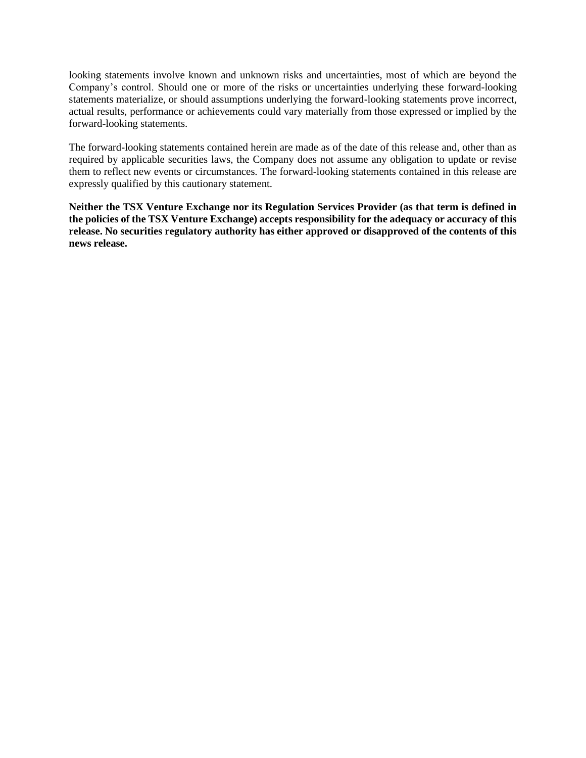looking statements involve known and unknown risks and uncertainties, most of which are beyond the Company's control. Should one or more of the risks or uncertainties underlying these forward-looking statements materialize, or should assumptions underlying the forward-looking statements prove incorrect, actual results, performance or achievements could vary materially from those expressed or implied by the forward-looking statements.

The forward-looking statements contained herein are made as of the date of this release and, other than as required by applicable securities laws, the Company does not assume any obligation to update or revise them to reflect new events or circumstances. The forward-looking statements contained in this release are expressly qualified by this cautionary statement.

**Neither the TSX Venture Exchange nor its Regulation Services Provider (as that term is defined in the policies of the TSX Venture Exchange) accepts responsibility for the adequacy or accuracy of this release. No securities regulatory authority has either approved or disapproved of the contents of this news release.**